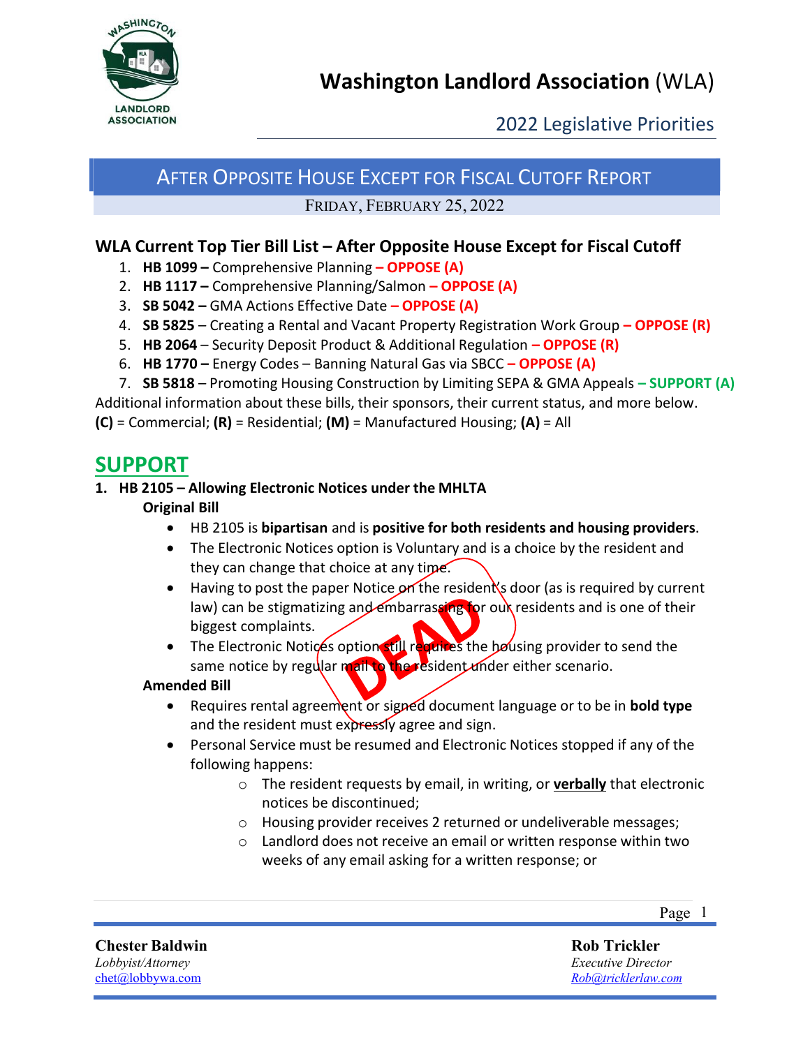# Washington Landlord Association (WLA)

## 2022 Legislative Priorities

## AFTER OPPOSITE HOUSE EXCEPT FOR FISCAL CUTOFF REPORT

FRIDAY, FEBRUARY 25, 2022

### WLA Current Top Tier Bill List – After Opposite House Except for Fiscal Cutoff

1. **HB 1099 –** Comprehensive Planning **– OPPOSE (A)**
2. **HB 1117 –** Comprehensive Planning/Salmon **– OPPOSE (A)**
3. **SB 5042 –** GMA Actions Effective Date **– OPPOSE (A)**
4. **SB 5825** – Creating a Rental and Vacant Property Registration Work Group **– OPPOSE (R)**
5. **HB 2064** – Security Deposit Product & Additional Regulation **– OPPOSE (R)**
6. **HB 1770 –** Energy Codes – Banning Natural Gas via SBCC **– OPPOSE (A)**
7. **SB 5818** – Promoting Housing Construction by Limiting SEPA & GMA Appeals **– SUPPORT (A)**

Additional information about these bills, their sponsors, their current status, and more below.

**(C)** = Commercial; **(R)** = Residential; **(M)** = Manufactured Housing; **(A)** = All

## SUPPORT

1. **HB 2105 – Allowing Electronic Notices under the MHLTA** (DEAD)

   **Original Bill**

   - HB 2105 is **bipartisan** and is **positive for both residents and housing providers**.
   - The Electronic Notices option is Voluntary and is a choice by the resident and they can change that choice at any time.
   - Having to post the paper Notice on the resident's door (as is required by current law) can be stigmatizing and embarrassing for our residents and is one of their biggest complaints.
   - The Electronic Notices option still requires the housing provider to send the same notice by regular mail to the resident under either scenario.

   **Amended Bill**

   - Requires rental agreement or signed document language or to be in **bold type** and the resident must expressly agree and sign.
   - Personal Service must be resumed and Electronic Notices stopped if any of the following happens:
     - The resident requests by email, in writing, or **verbally** that electronic notices be discontinued;
     - Housing provider receives 2 returned or undeliverable messages;
     - Landlord does not receive an email or written response within two weeks of any email asking for a written response; or

**Chester Baldwin**
*Lobbyist/Attorney*
chet@lobbywa.com

**Rob Trickler**
*Executive Director*
Rob@tricklerlaw.com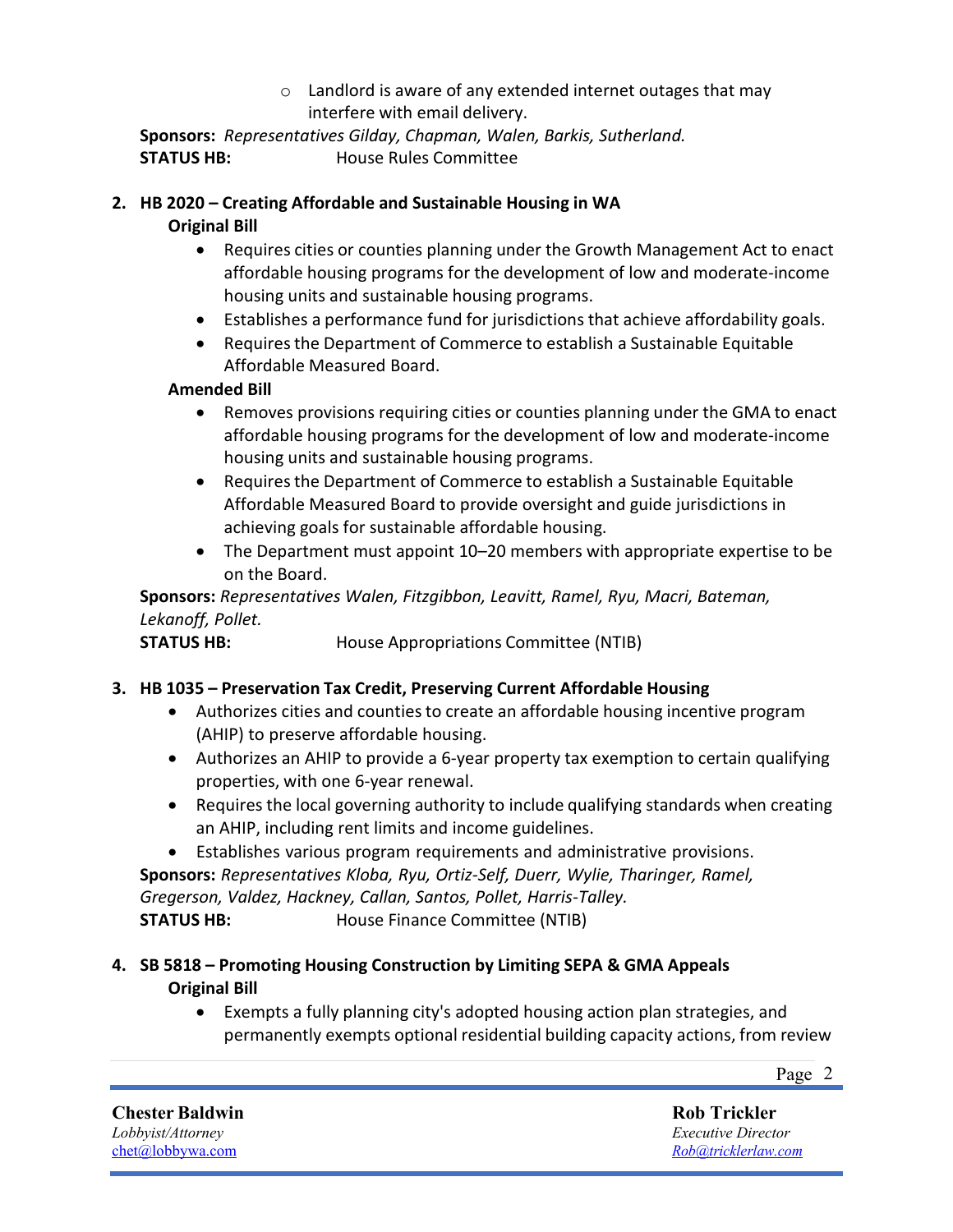- Landlord is aware of any extended internet outages that may interfere with email delivery.

**Sponsors:** *Representatives Gilday, Chapman, Walen, Barkis, Sutherland.*
**STATUS HB:** House Rules Committee

2. **HB 2020 – Creating Affordable and Sustainable Housing in WA**

   **Original Bill**
   - Requires cities or counties planning under the Growth Management Act to enact affordable housing programs for the development of low and moderate-income housing units and sustainable housing programs.
   - Establishes a performance fund for jurisdictions that achieve affordability goals.
   - Requires the Department of Commerce to establish a Sustainable Equitable Affordable Measured Board.

   **Amended Bill**
   - Removes provisions requiring cities or counties planning under the GMA to enact affordable housing programs for the development of low and moderate-income housing units and sustainable housing programs.
   - Requires the Department of Commerce to establish a Sustainable Equitable Affordable Measured Board to provide oversight and guide jurisdictions in achieving goals for sustainable affordable housing.
   - The Department must appoint 10–20 members with appropriate expertise to be on the Board.

   **Sponsors:** *Representatives Walen, Fitzgibbon, Leavitt, Ramel, Ryu, Macri, Bateman, Lekanoff, Pollet.*
   **STATUS HB:** House Appropriations Committee (NTIB)

3. **HB 1035 – Preservation Tax Credit, Preserving Current Affordable Housing**
   - Authorizes cities and counties to create an affordable housing incentive program (AHIP) to preserve affordable housing.
   - Authorizes an AHIP to provide a 6-year property tax exemption to certain qualifying properties, with one 6-year renewal.
   - Requires the local governing authority to include qualifying standards when creating an AHIP, including rent limits and income guidelines.
   - Establishes various program requirements and administrative provisions.

   **Sponsors:** *Representatives Kloba, Ryu, Ortiz-Self, Duerr, Wylie, Tharinger, Ramel, Gregerson, Valdez, Hackney, Callan, Santos, Pollet, Harris-Talley.*
   **STATUS HB:** House Finance Committee (NTIB)

4. **SB 5818 – Promoting Housing Construction by Limiting SEPA & GMA Appeals**

   **Original Bill**
   - Exempts a fully planning city's adopted housing action plan strategies, and permanently exempts optional residential building capacity actions, from review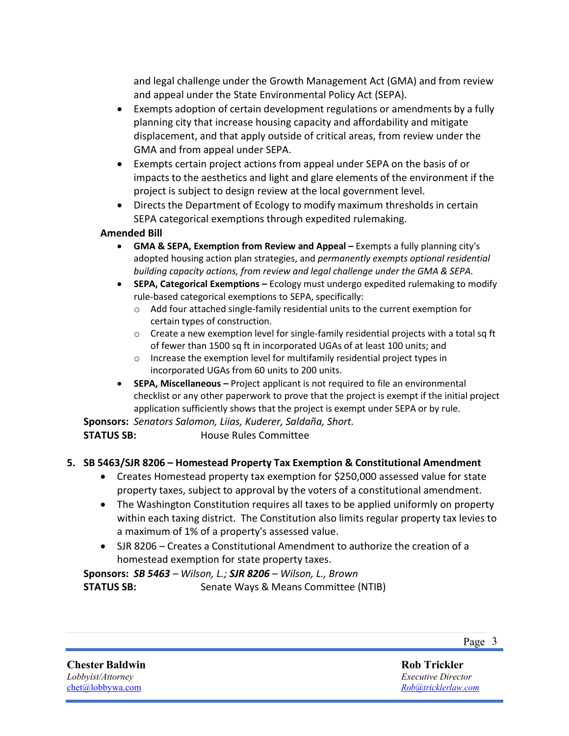and legal challenge under the Growth Management Act (GMA) and from review and appeal under the State Environmental Policy Act (SEPA).

- Exempts adoption of certain development regulations or amendments by a fully planning city that increase housing capacity and affordability and mitigate displacement, and that apply outside of critical areas, from review under the GMA and from appeal under SEPA.
- Exempts certain project actions from appeal under SEPA on the basis of or impacts to the aesthetics and light and glare elements of the environment if the project is subject to design review at the local government level.
- Directs the Department of Ecology to modify maximum thresholds in certain SEPA categorical exemptions through expedited rulemaking.

**Amended Bill**

- **GMA & SEPA, Exemption from Review and Appeal –** Exempts a fully planning city's adopted housing action plan strategies, and *permanently exempts optional residential building capacity actions, from review and legal challenge under the GMA & SEPA.*
- **SEPA, Categorical Exemptions –** Ecology must undergo expedited rulemaking to modify rule-based categorical exemptions to SEPA, specifically:
  - Add four attached single-family residential units to the current exemption for certain types of construction.
  - Create a new exemption level for single-family residential projects with a total sq ft of fewer than 1500 sq ft in incorporated UGAs of at least 100 units; and
  - Increase the exemption level for multifamily residential project types in incorporated UGAs from 60 units to 200 units.
- **SEPA, Miscellaneous –** Project applicant is not required to file an environmental checklist or any other paperwork to prove that the project is exempt if the initial project application sufficiently shows that the project is exempt under SEPA or by rule.

**Sponsors:** *Senators Salomon, Liias, Kuderer, Saldaña, Short.*
**STATUS SB:** House Rules Committee

5. **SB 5463/SJR 8206 – Homestead Property Tax Exemption & Constitutional Amendment**
   - Creates Homestead property tax exemption for $250,000 assessed value for state property taxes, subject to approval by the voters of a constitutional amendment.
   - The Washington Constitution requires all taxes to be applied uniformly on property within each taxing district. The Constitution also limits regular property tax levies to a maximum of 1% of a property's assessed value.
   - SJR 8206 – Creates a Constitutional Amendment to authorize the creation of a homestead exemption for state property taxes.

**Sponsors:** ***SB 5463** – Wilson, L.; **SJR 8206** – Wilson, L., Brown*
**STATUS SB:** Senate Ways & Means Committee (NTIB)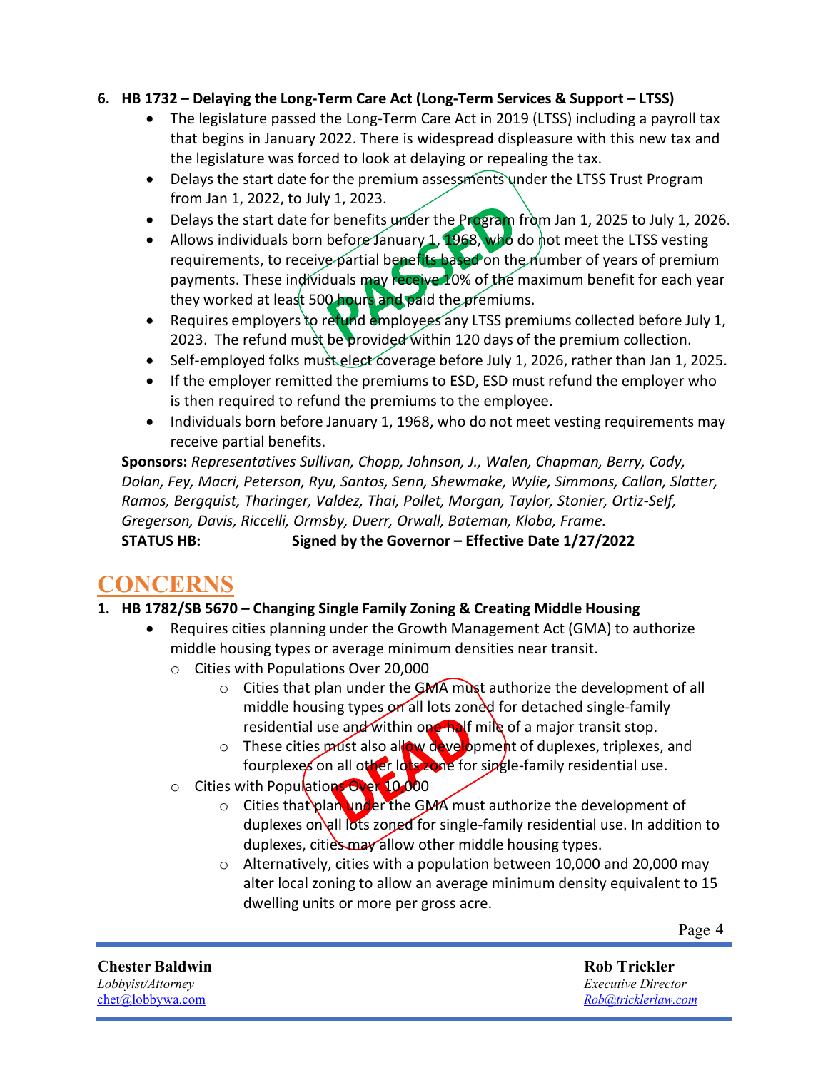6. **HB 1732 – Delaying the Long-Term Care Act (Long-Term Services & Support – LTSS)**
   - The legislature passed the Long-Term Care Act in 2019 (LTSS) including a payroll tax that begins in January 2022. There is widespread displeasure with this new tax and the legislature was forced to look at delaying or repealing the tax.
   - Delays the start date for the premium assessments under the LTSS Trust Program from Jan 1, 2022, to July 1, 2023.
   - Delays the start date for benefits under the Program from Jan 1, 2025 to July 1, 2026.
   - Allows individuals born before January 1, 1968, who do not meet the LTSS vesting requirements, to receive partial benefits based on the number of years of premium payments. These individuals may receive 10% of the maximum benefit for each year they worked at least 500 hours and paid the premiums.
   - Requires employers to refund employees any LTSS premiums collected before July 1, 2023. The refund must be provided within 120 days of the premium collection.
   - Self-employed folks must elect coverage before July 1, 2026, rather than Jan 1, 2025.
   - If the employer remitted the premiums to ESD, ESD must refund the employer who is then required to refund the premiums to the employee.
   - Individuals born before January 1, 1968, who do not meet vesting requirements may receive partial benefits.

   **Sponsors:** *Representatives Sullivan, Chopp, Johnson, J., Walen, Chapman, Berry, Cody, Dolan, Fey, Macri, Peterson, Ryu, Santos, Senn, Shewmake, Wylie, Simmons, Callan, Slatter, Ramos, Bergquist, Tharinger, Valdez, Thai, Pollet, Morgan, Taylor, Stonier, Ortiz-Self, Gregerson, Davis, Riccelli, Ormsby, Duerr, Orwall, Bateman, Kloba, Frame.*

   **STATUS HB: Signed by the Governor – Effective Date 1/27/2022**

PASSED

# CONCERNS

1. **HB 1782/SB 5670 – Changing Single Family Zoning & Creating Middle Housing**
   - Requires cities planning under the Growth Management Act (GMA) to authorize middle housing types or average minimum densities near transit.
     - Cities with Populations Over 20,000
       - Cities that plan under the GMA must authorize the development of all middle housing types on all lots zoned for detached single-family residential use and within one-half mile of a major transit stop.
       - These cities must also allow development of duplexes, triplexes, and fourplexes on all other lots zone for single-family residential use.
     - Cities with Populations Over 10,000
       - Cities that plan under the GMA must authorize the development of duplexes on all lots zoned for single-family residential use. In addition to duplexes, cities may allow other middle housing types.
       - Alternatively, cities with a population between 10,000 and 20,000 may alter local zoning to allow an average minimum density equivalent to 15 dwelling units or more per gross acre.

DEAD

**Chester Baldwin**
*Lobbyist/Attorney*
chet@lobbywa.com

**Rob Trickler**
*Executive Director*
*Rob@tricklerlaw.com*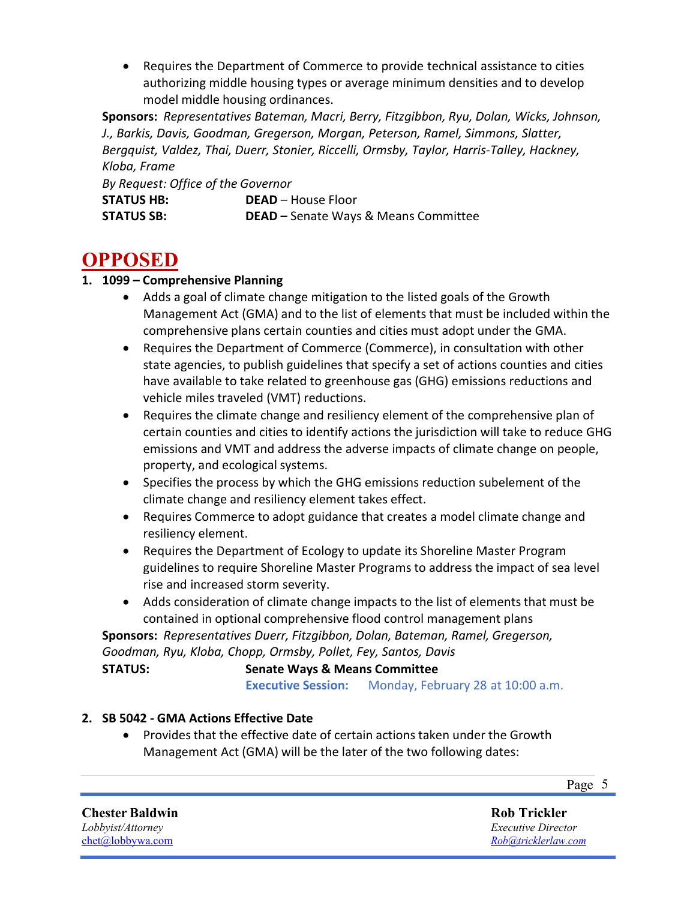- Requires the Department of Commerce to provide technical assistance to cities authorizing middle housing types or average minimum densities and to develop model middle housing ordinances.

**Sponsors:** *Representatives Bateman, Macri, Berry, Fitzgibbon, Ryu, Dolan, Wicks, Johnson, J., Barkis, Davis, Goodman, Gregerson, Morgan, Peterson, Ramel, Simmons, Slatter, Bergquist, Valdez, Thai, Duerr, Stonier, Riccelli, Ormsby, Taylor, Harris-Talley, Hackney, Kloba, Frame*
*By Request: Office of the Governor*
**STATUS HB:** **DEAD** – House Floor
**STATUS SB:** **DEAD –** Senate Ways & Means Committee

# OPPOSED

1. **1099 – Comprehensive Planning**
   - Adds a goal of climate change mitigation to the listed goals of the Growth Management Act (GMA) and to the list of elements that must be included within the comprehensive plans certain counties and cities must adopt under the GMA.
   - Requires the Department of Commerce (Commerce), in consultation with other state agencies, to publish guidelines that specify a set of actions counties and cities have available to take related to greenhouse gas (GHG) emissions reductions and vehicle miles traveled (VMT) reductions.
   - Requires the climate change and resiliency element of the comprehensive plan of certain counties and cities to identify actions the jurisdiction will take to reduce GHG emissions and VMT and address the adverse impacts of climate change on people, property, and ecological systems.
   - Specifies the process by which the GHG emissions reduction subelement of the climate change and resiliency element takes effect.
   - Requires Commerce to adopt guidance that creates a model climate change and resiliency element.
   - Requires the Department of Ecology to update its Shoreline Master Program guidelines to require Shoreline Master Programs to address the impact of sea level rise and increased storm severity.
   - Adds consideration of climate change impacts to the list of elements that must be contained in optional comprehensive flood control management plans

   **Sponsors:** *Representatives Duerr, Fitzgibbon, Dolan, Bateman, Ramel, Gregerson, Goodman, Ryu, Kloba, Chopp, Ormsby, Pollet, Fey, Santos, Davis*
   **STATUS:** **Senate Ways & Means Committee**
   **Executive Session:** Monday, February 28 at 10:00 a.m.

2. **SB 5042 - GMA Actions Effective Date**
   - Provides that the effective date of certain actions taken under the Growth Management Act (GMA) will be the later of the two following dates: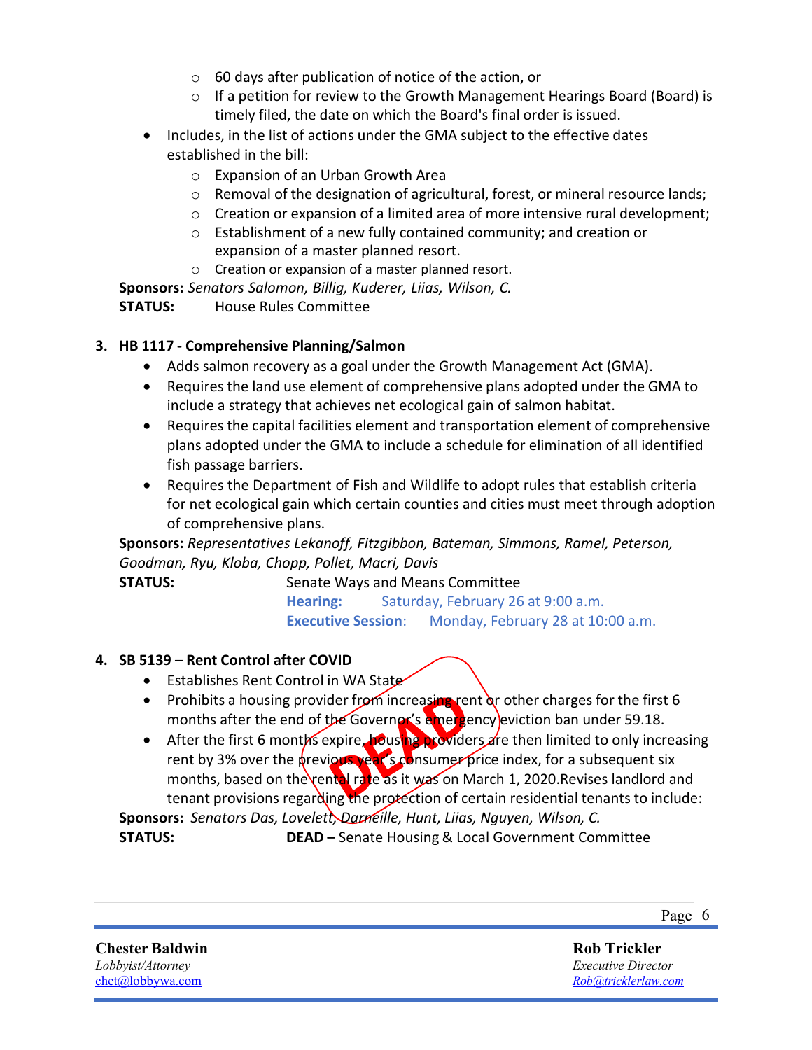- 60 days after publication of notice of the action, or
  - If a petition for review to the Growth Management Hearings Board (Board) is timely filed, the date on which the Board's final order is issued.
- Includes, in the list of actions under the GMA subject to the effective dates established in the bill:
  - Expansion of an Urban Growth Area
  - Removal of the designation of agricultural, forest, or mineral resource lands;
  - Creation or expansion of a limited area of more intensive rural development;
  - Establishment of a new fully contained community; and creation or expansion of a master planned resort.
  - Creation or expansion of a master planned resort.

**Sponsors:** *Senators Salomon, Billig, Kuderer, Liias, Wilson, C.*
**STATUS:** House Rules Committee

3. **HB 1117 - Comprehensive Planning/Salmon**
   - Adds salmon recovery as a goal under the Growth Management Act (GMA).
   - Requires the land use element of comprehensive plans adopted under the GMA to include a strategy that achieves net ecological gain of salmon habitat.
   - Requires the capital facilities element and transportation element of comprehensive plans adopted under the GMA to include a schedule for elimination of all identified fish passage barriers.
   - Requires the Department of Fish and Wildlife to adopt rules that establish criteria for net ecological gain which certain counties and cities must meet through adoption of comprehensive plans.

   **Sponsors:** *Representatives Lekanoff, Fitzgibbon, Bateman, Simmons, Ramel, Peterson, Goodman, Ryu, Kloba, Chopp, Pollet, Macri, Davis*
   **STATUS:** Senate Ways and Means Committee
   **Hearing:** Saturday, February 26 at 9:00 a.m.
   **Executive Session**: Monday, February 28 at 10:00 a.m.

4. **SB 5139 – Rent Control after COVID**
   - Establishes Rent Control in WA State
   - Prohibits a housing provider from increasing rent or other charges for the first 6 months after the end of the Governor's emergency eviction ban under 59.18.
   - After the first 6 months expire, housing providers are then limited to only increasing rent by 3% over the previous year's consumer price index, for a subsequent six months, based on the rental rate as it was on March 1, 2020.Revises landlord and tenant provisions regarding the protection of certain residential tenants to include:

   DEAD

   **Sponsors:** *Senators Das, Lovelett, Darneille, Hunt, Liias, Nguyen, Wilson, C.*
   **STATUS:** **DEAD –** Senate Housing & Local Government Committee

**Chester Baldwin**
*Lobbyist/Attorney*
chet@lobbywa.com

**Rob Trickler**
*Executive Director*
*Rob@tricklerlaw.com*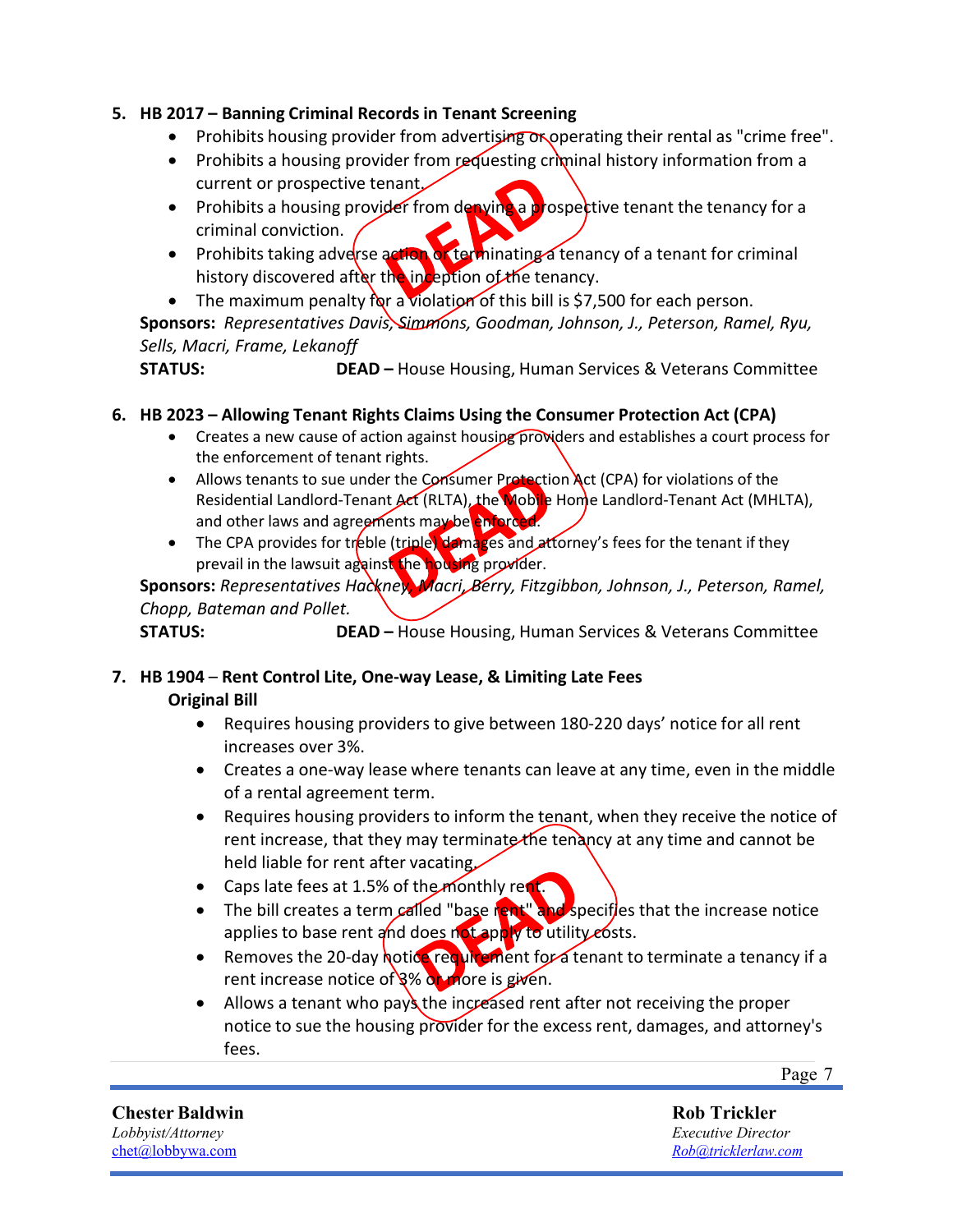5. **HB 2017 – Banning Criminal Records in Tenant Screening**
    - Prohibits housing provider from advertising or operating their rental as "crime free".
    - Prohibits a housing provider from requesting criminal history information from a current or prospective tenant.
    - Prohibits a housing provider from denying a prospective tenant the tenancy for a criminal conviction.
    - Prohibits taking adverse action or terminating a tenancy of a tenant for criminal history discovered after the inception of the tenancy.
    - The maximum penalty for a violation of this bill is $7,500 for each person.

    **Sponsors:** *Representatives Davis, Simmons, Goodman, Johnson, J., Peterson, Ramel, Ryu, Sells, Macri, Frame, Lekanoff*

    **STATUS:** **DEAD –** House Housing, Human Services & Veterans Committee

6. **HB 2023 – Allowing Tenant Rights Claims Using the Consumer Protection Act (CPA)**
    - Creates a new cause of action against housing providers and establishes a court process for the enforcement of tenant rights.
    - Allows tenants to sue under the Consumer Protection Act (CPA) for violations of the Residential Landlord-Tenant Act (RLTA), the Mobile Home Landlord-Tenant Act (MHLTA), and other laws and agreements may be enforced.
    - The CPA provides for treble (triple) damages and attorney's fees for the tenant if they prevail in the lawsuit against the housing provider.

    **Sponsors:** *Representatives Hackney, Macri, Berry, Fitzgibbon, Johnson, J., Peterson, Ramel, Chopp, Bateman and Pollet.*

    **STATUS:** **DEAD –** House Housing, Human Services & Veterans Committee

7. **HB 1904** – **Rent Control Lite, One-way Lease, & Limiting Late Fees**

    **Original Bill**
    - Requires housing providers to give between 180-220 days' notice for all rent increases over 3%.
    - Creates a one-way lease where tenants can leave at any time, even in the middle of a rental agreement term.
    - Requires housing providers to inform the tenant, when they receive the notice of rent increase, that they may terminate the tenancy at any time and cannot be held liable for rent after vacating.
    - Caps late fees at 1.5% of the monthly rent.
    - The bill creates a term called "base rent" and specifies that the increase notice applies to base rent and does not apply to utility costs.
    - Removes the 20-day notice requirement for a tenant to terminate a tenancy if a rent increase notice of 3% or more is given.
    - Allows a tenant who pays the increased rent after not receiving the proper notice to sue the housing provider for the excess rent, damages, and attorney's fees.

**Chester Baldwin**
*Lobbyist/Attorney*
chet@lobbywa.com

**Rob Trickler**
*Executive Director*
Rob@tricklerlaw.com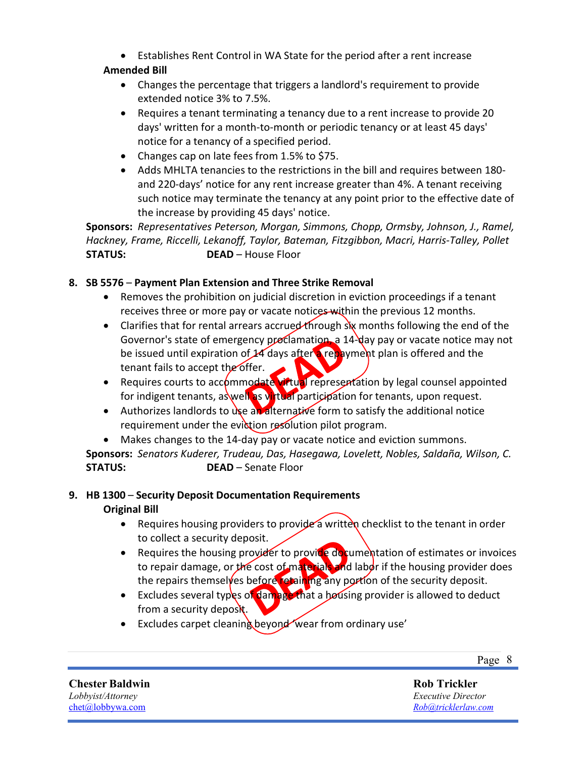- Establishes Rent Control in WA State for the period after a rent increase

**Amended Bill**

- Changes the percentage that triggers a landlord's requirement to provide extended notice 3% to 7.5%.
- Requires a tenant terminating a tenancy due to a rent increase to provide 20 days' written for a month-to-month or periodic tenancy or at least 45 days' notice for a tenancy of a specified period.
- Changes cap on late fees from 1.5% to $75.
- Adds MHLTA tenancies to the restrictions in the bill and requires between 180- and 220-days' notice for any rent increase greater than 4%. A tenant receiving such notice may terminate the tenancy at any point prior to the effective date of the increase by providing 45 days' notice.

**Sponsors:** *Representatives Peterson, Morgan, Simmons, Chopp, Ormsby, Johnson, J., Ramel, Hackney, Frame, Riccelli, Lekanoff, Taylor, Bateman, Fitzgibbon, Macri, Harris-Talley, Pollet*
**STATUS:** **DEAD** – House Floor

8. **SB 5576** – **Payment Plan Extension and Three Strike Removal**

- Removes the prohibition on judicial discretion in eviction proceedings if a tenant receives three or more pay or vacate notices within the previous 12 months.
- Clarifies that for rental arrears accrued through six months following the end of the Governor's state of emergency proclamation, a 14-day pay or vacate notice may not be issued until expiration of 14 days after a repayment plan is offered and the tenant fails to accept the offer.
- Requires courts to accommodate virtual representation by legal counsel appointed for indigent tenants, as well as virtual participation for tenants, upon request.
- Authorizes landlords to use an alternative form to satisfy the additional notice requirement under the eviction resolution pilot program.
- Makes changes to the 14-day pay or vacate notice and eviction summons.

**Sponsors:** *Senators Kuderer, Trudeau, Das, Hasegawa, Lovelett, Nobles, Saldaña, Wilson, C.*
**STATUS:** **DEAD** – Senate Floor

DEAD

9. **HB 1300** – **Security Deposit Documentation Requirements**

**Original Bill**

- Requires housing providers to provide a written checklist to the tenant in order to collect a security deposit.
- Requires the housing provider to provide documentation of estimates or invoices to repair damage, or the cost of materials and labor if the housing provider does the repairs themselves before retaining any portion of the security deposit.
- Excludes several types of damage that a housing provider is allowed to deduct from a security deposit.
- Excludes carpet cleaning beyond 'wear from ordinary use'

DEAD

**Chester Baldwin**
*Lobbyist/Attorney*
chet@lobbywa.com

**Rob Trickler**
*Executive Director*
*Rob@tricklerlaw.com*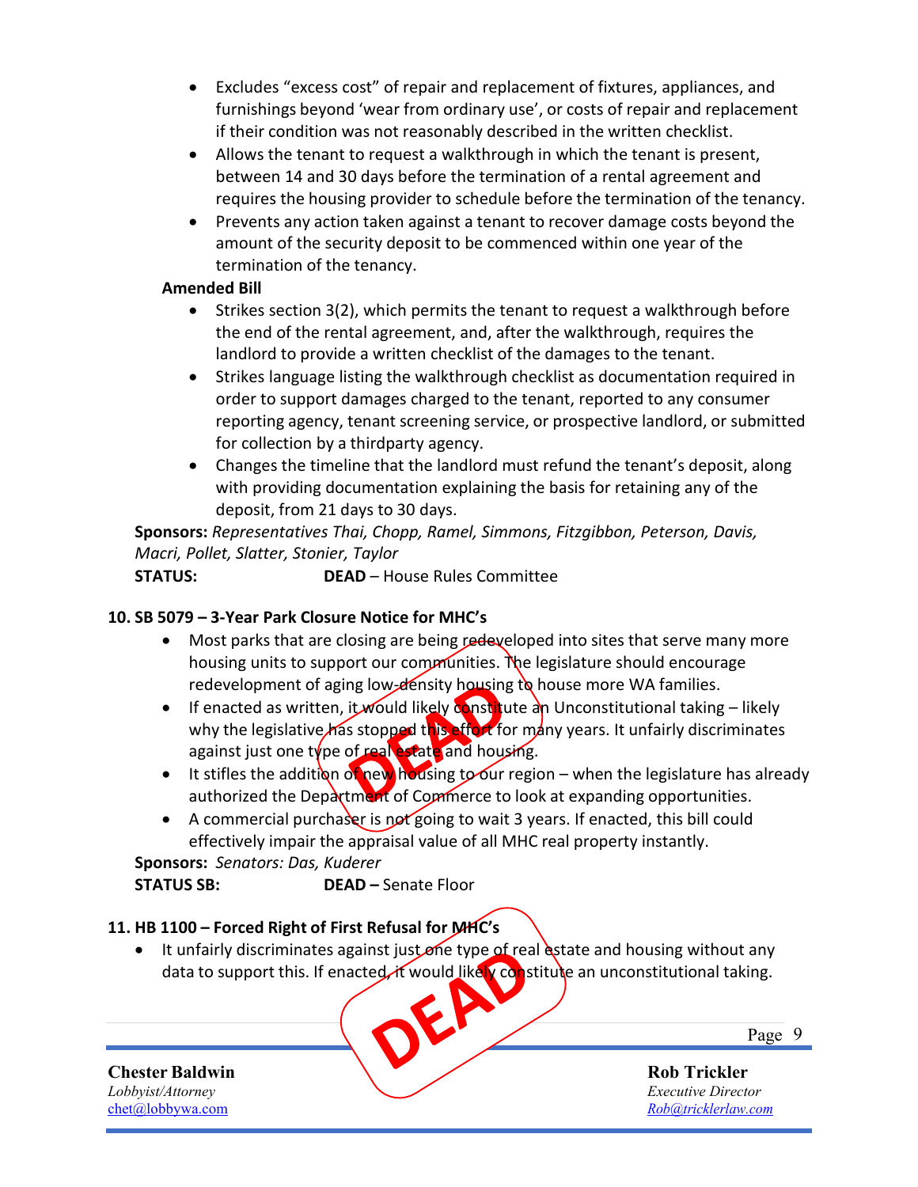- Excludes "excess cost" of repair and replacement of fixtures, appliances, and furnishings beyond 'wear from ordinary use', or costs of repair and replacement if their condition was not reasonably described in the written checklist.
- Allows the tenant to request a walkthrough in which the tenant is present, between 14 and 30 days before the termination of a rental agreement and requires the housing provider to schedule before the termination of the tenancy.
- Prevents any action taken against a tenant to recover damage costs beyond the amount of the security deposit to be commenced within one year of the termination of the tenancy.

**Amended Bill**

- Strikes section 3(2), which permits the tenant to request a walkthrough before the end of the rental agreement, and, after the walkthrough, requires the landlord to provide a written checklist of the damages to the tenant.
- Strikes language listing the walkthrough checklist as documentation required in order to support damages charged to the tenant, reported to any consumer reporting agency, tenant screening service, or prospective landlord, or submitted for collection by a thirdparty agency.
- Changes the timeline that the landlord must refund the tenant's deposit, along with providing documentation explaining the basis for retaining any of the deposit, from 21 days to 30 days.

**Sponsors:** *Representatives Thai, Chopp, Ramel, Simmons, Fitzgibbon, Peterson, Davis, Macri, Pollet, Slatter, Stonier, Taylor*

**STATUS:** **DEAD** – House Rules Committee

**10. SB 5079 – 3-Year Park Closure Notice for MHC's**

DEAD

- Most parks that are closing are being redeveloped into sites that serve many more housing units to support our communities. The legislature should encourage redevelopment of aging low-density housing to house more WA families.
- If enacted as written, it would likely constitute an Unconstitutional taking – likely why the legislative has stopped this effort for many years. It unfairly discriminates against just one type of real estate and housing.
- It stifles the addition of new housing to our region – when the legislature has already authorized the Department of Commerce to look at expanding opportunities.
- A commercial purchaser is not going to wait 3 years. If enacted, this bill could effectively impair the appraisal value of all MHC real property instantly.

**Sponsors:** *Senators: Das, Kuderer*

**STATUS SB:** **DEAD –** Senate Floor

**11. HB 1100 – Forced Right of First Refusal for MHC's**

DEAD

- It unfairly discriminates against just one type of real estate and housing without any data to support this. If enacted, it would likely constitute an unconstitutional taking.

**Chester Baldwin**
*Lobbyist/Attorney*
chet@lobbywa.com

**Rob Trickler**
*Executive Director*
*Rob@tricklerlaw.com*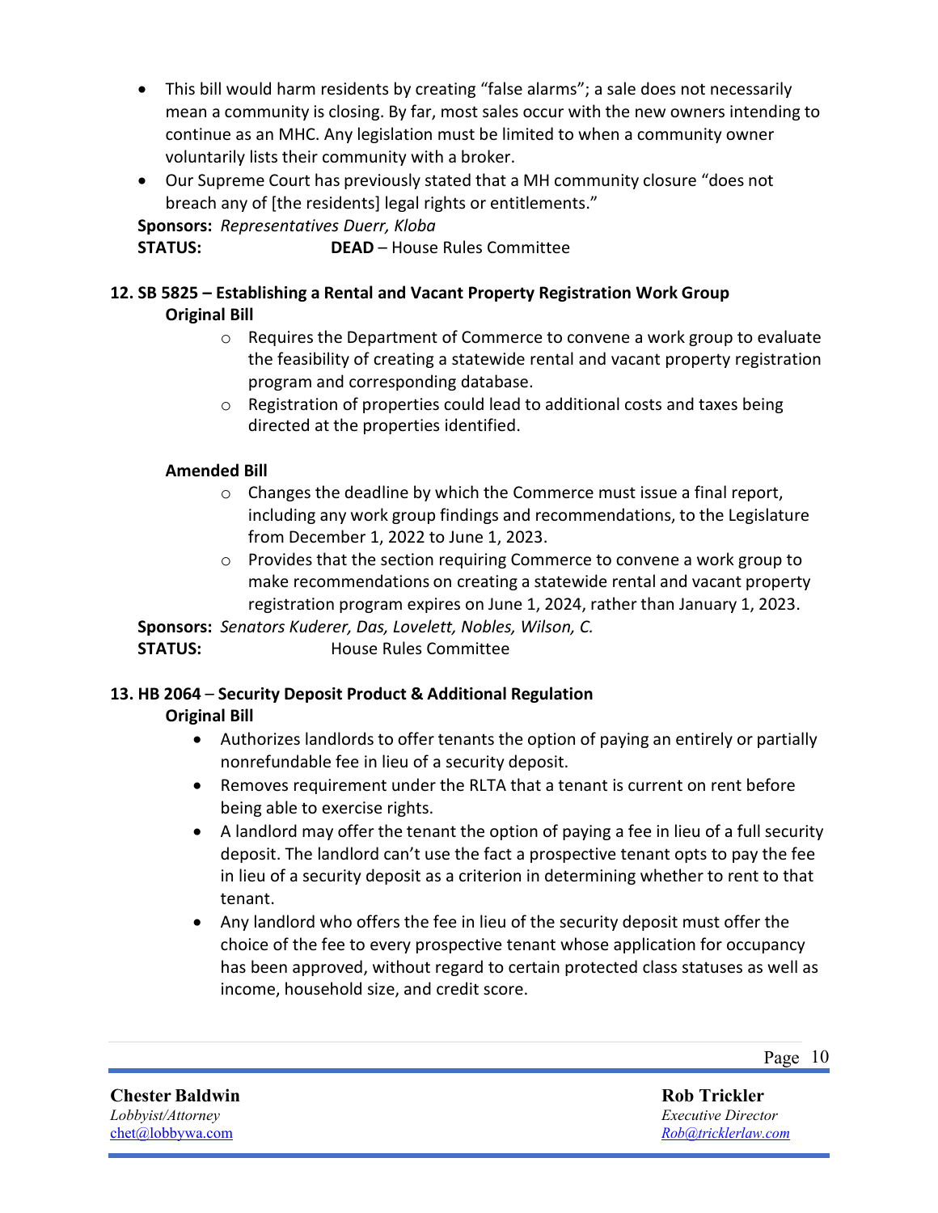- This bill would harm residents by creating "false alarms"; a sale does not necessarily mean a community is closing. By far, most sales occur with the new owners intending to continue as an MHC. Any legislation must be limited to when a community owner voluntarily lists their community with a broker.
- Our Supreme Court has previously stated that a MH community closure "does not breach any of [the residents] legal rights or entitlements."

**Sponsors:** *Representatives Duerr, Kloba*
**STATUS:** **DEAD** – House Rules Committee

### 12. SB 5825 – Establishing a Rental and Vacant Property Registration Work Group

**Original Bill**

- Requires the Department of Commerce to convene a work group to evaluate the feasibility of creating a statewide rental and vacant property registration program and corresponding database.
- Registration of properties could lead to additional costs and taxes being directed at the properties identified.

**Amended Bill**

- Changes the deadline by which the Commerce must issue a final report, including any work group findings and recommendations, to the Legislature from December 1, 2022 to June 1, 2023.
- Provides that the section requiring Commerce to convene a work group to make recommendations on creating a statewide rental and vacant property registration program expires on June 1, 2024, rather than January 1, 2023.

**Sponsors:** *Senators Kuderer, Das, Lovelett, Nobles, Wilson, C.*
**STATUS:** House Rules Committee

### 13. HB 2064 – Security Deposit Product & Additional Regulation

**Original Bill**

- Authorizes landlords to offer tenants the option of paying an entirely or partially nonrefundable fee in lieu of a security deposit.
- Removes requirement under the RLTA that a tenant is current on rent before being able to exercise rights.
- A landlord may offer the tenant the option of paying a fee in lieu of a full security deposit. The landlord can't use the fact a prospective tenant opts to pay the fee in lieu of a security deposit as a criterion in determining whether to rent to that tenant.
- Any landlord who offers the fee in lieu of the security deposit must offer the choice of the fee to every prospective tenant whose application for occupancy has been approved, without regard to certain protected class statuses as well as income, household size, and credit score.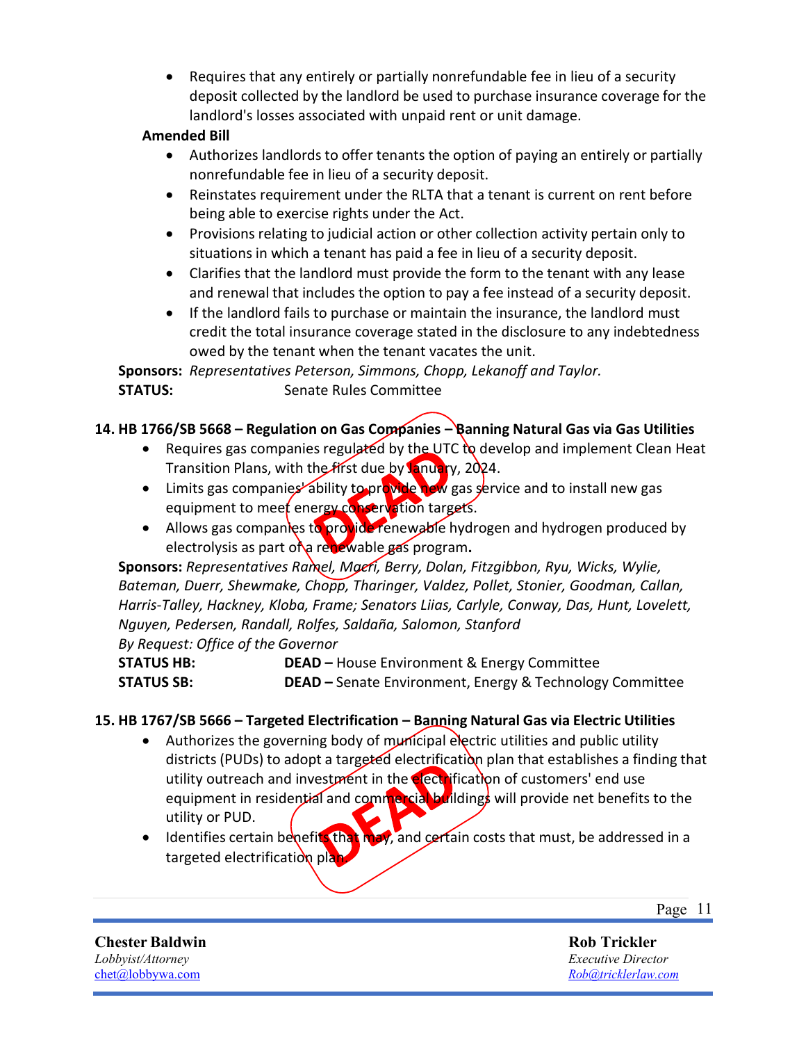- Requires that any entirely or partially nonrefundable fee in lieu of a security deposit collected by the landlord be used to purchase insurance coverage for the landlord's losses associated with unpaid rent or unit damage.

**Amended Bill**

- Authorizes landlords to offer tenants the option of paying an entirely or partially nonrefundable fee in lieu of a security deposit.
- Reinstates requirement under the RLTA that a tenant is current on rent before being able to exercise rights under the Act.
- Provisions relating to judicial action or other collection activity pertain only to situations in which a tenant has paid a fee in lieu of a security deposit.
- Clarifies that the landlord must provide the form to the tenant with any lease and renewal that includes the option to pay a fee instead of a security deposit.
- If the landlord fails to purchase or maintain the insurance, the landlord must credit the total insurance coverage stated in the disclosure to any indebtedness owed by the tenant when the tenant vacates the unit.

**Sponsors:** *Representatives Peterson, Simmons, Chopp, Lekanoff and Taylor.*
**STATUS:** Senate Rules Committee

**14. HB 1766/SB 5668 – Regulation on Gas Companies – Banning Natural Gas via Gas Utilities**

DEAD

- Requires gas companies regulated by the UTC to develop and implement Clean Heat Transition Plans, with the first due by January, 2024.
- Limits gas companies' ability to provide new gas service and to install new gas equipment to meet energy conservation targets.
- Allows gas companies to provide renewable hydrogen and hydrogen produced by electrolysis as part of a renewable gas program**.**

**Sponsors:** *Representatives Ramel, Macri, Berry, Dolan, Fitzgibbon, Ryu, Wicks, Wylie, Bateman, Duerr, Shewmake, Chopp, Tharinger, Valdez, Pollet, Stonier, Goodman, Callan, Harris-Talley, Hackney, Kloba, Frame; Senators Liias, Carlyle, Conway, Das, Hunt, Lovelett, Nguyen, Pedersen, Randall, Rolfes, Saldaña, Salomon, Stanford*
*By Request: Office of the Governor*
**STATUS HB:** **DEAD –** House Environment & Energy Committee
**STATUS SB:** **DEAD –** Senate Environment, Energy & Technology Committee

**15. HB 1767/SB 5666 – Targeted Electrification – Banning Natural Gas via Electric Utilities**

DEAD

- Authorizes the governing body of municipal electric utilities and public utility districts (PUDs) to adopt a targeted electrification plan that establishes a finding that utility outreach and investment in the electrification of customers' end use equipment in residential and commercial buildings will provide net benefits to the utility or PUD.
- Identifies certain benefits that may, and certain costs that must, be addressed in a targeted electrification plan.

**Chester Baldwin**
*Lobbyist/Attorney*
chet@lobbywa.com

**Rob Trickler**
*Executive Director*
*Rob@tricklerlaw.com*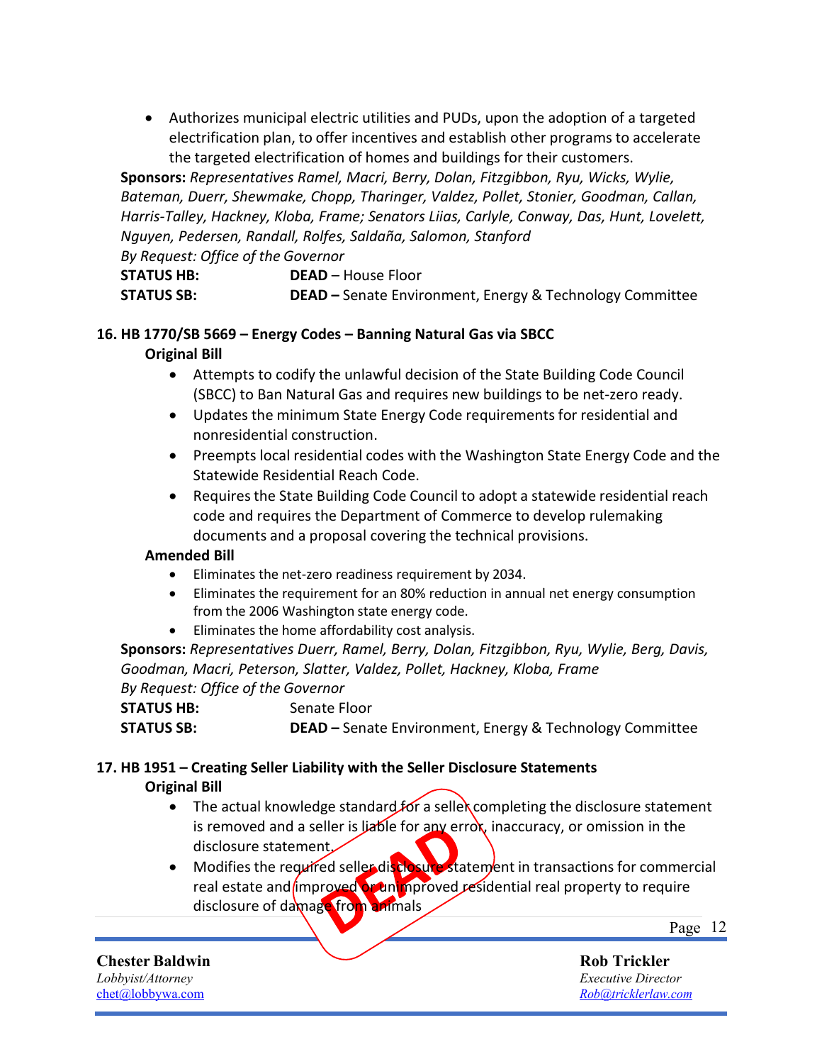- Authorizes municipal electric utilities and PUDs, upon the adoption of a targeted electrification plan, to offer incentives and establish other programs to accelerate the targeted electrification of homes and buildings for their customers.

**Sponsors:** *Representatives Ramel, Macri, Berry, Dolan, Fitzgibbon, Ryu, Wicks, Wylie, Bateman, Duerr, Shewmake, Chopp, Tharinger, Valdez, Pollet, Stonier, Goodman, Callan, Harris-Talley, Hackney, Kloba, Frame; Senators Liias, Carlyle, Conway, Das, Hunt, Lovelett, Nguyen, Pedersen, Randall, Rolfes, Saldaña, Salomon, Stanford*
*By Request: Office of the Governor*

**STATUS HB:** **DEAD** – House Floor
**STATUS SB:** **DEAD –** Senate Environment, Energy & Technology Committee

### 16. HB 1770/SB 5669 – Energy Codes – Banning Natural Gas via SBCC

**Original Bill**

- Attempts to codify the unlawful decision of the State Building Code Council (SBCC) to Ban Natural Gas and requires new buildings to be net-zero ready.
- Updates the minimum State Energy Code requirements for residential and nonresidential construction.
- Preempts local residential codes with the Washington State Energy Code and the Statewide Residential Reach Code.
- Requires the State Building Code Council to adopt a statewide residential reach code and requires the Department of Commerce to develop rulemaking documents and a proposal covering the technical provisions.

**Amended Bill**

- Eliminates the net-zero readiness requirement by 2034.
- Eliminates the requirement for an 80% reduction in annual net energy consumption from the 2006 Washington state energy code.
- Eliminates the home affordability cost analysis.

**Sponsors:** *Representatives Duerr, Ramel, Berry, Dolan, Fitzgibbon, Ryu, Wylie, Berg, Davis, Goodman, Macri, Peterson, Slatter, Valdez, Pollet, Hackney, Kloba, Frame*
*By Request: Office of the Governor*

**STATUS HB:** Senate Floor
**STATUS SB:** **DEAD –** Senate Environment, Energy & Technology Committee

### 17. HB 1951 – Creating Seller Liability with the Seller Disclosure Statements

DEAD

**Original Bill**

- The actual knowledge standard for a seller completing the disclosure statement is removed and a seller is liable for any error, inaccuracy, or omission in the disclosure statement.
- Modifies the required seller disclosure statement in transactions for commercial real estate and improved or unimproved residential real property to require disclosure of damage from animals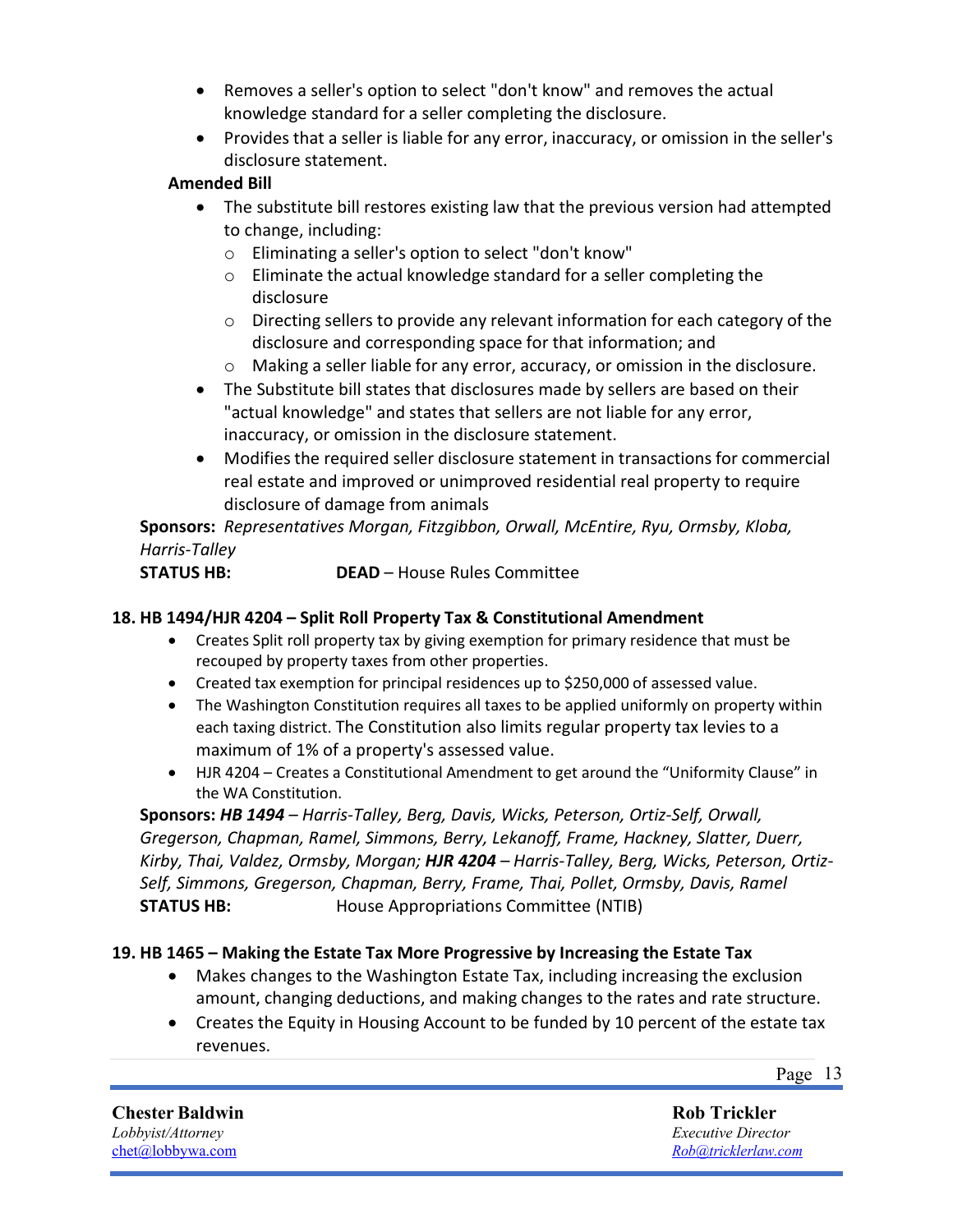- Removes a seller's option to select "don't know" and removes the actual knowledge standard for a seller completing the disclosure.
- Provides that a seller is liable for any error, inaccuracy, or omission in the seller's disclosure statement.

**Amended Bill**

- The substitute bill restores existing law that the previous version had attempted to change, including:
  - Eliminating a seller's option to select "don't know"
  - Eliminate the actual knowledge standard for a seller completing the disclosure
  - Directing sellers to provide any relevant information for each category of the disclosure and corresponding space for that information; and
  - Making a seller liable for any error, accuracy, or omission in the disclosure.
- The Substitute bill states that disclosures made by sellers are based on their "actual knowledge" and states that sellers are not liable for any error, inaccuracy, or omission in the disclosure statement.
- Modifies the required seller disclosure statement in transactions for commercial real estate and improved or unimproved residential real property to require disclosure of damage from animals

**Sponsors:** *Representatives Morgan, Fitzgibbon, Orwall, McEntire, Ryu, Ormsby, Kloba, Harris-Talley*

**STATUS HB:** **DEAD** – House Rules Committee

**18. HB 1494/HJR 4204 – Split Roll Property Tax & Constitutional Amendment**

- Creates Split roll property tax by giving exemption for primary residence that must be recouped by property taxes from other properties.
- Created tax exemption for principal residences up to $250,000 of assessed value.
- The Washington Constitution requires all taxes to be applied uniformly on property within each taxing district. The Constitution also limits regular property tax levies to a maximum of 1% of a property's assessed value.
- HJR 4204 – Creates a Constitutional Amendment to get around the "Uniformity Clause" in the WA Constitution.

**Sponsors:** ***HB 1494*** *– Harris-Talley, Berg, Davis, Wicks, Peterson, Ortiz-Self, Orwall, Gregerson, Chapman, Ramel, Simmons, Berry, Lekanoff, Frame, Hackney, Slatter, Duerr, Kirby, Thai, Valdez, Ormsby, Morgan;* ***HJR 4204*** *– Harris-Talley, Berg, Wicks, Peterson, Ortiz-Self, Simmons, Gregerson, Chapman, Berry, Frame, Thai, Pollet, Ormsby, Davis, Ramel*

**STATUS HB:** House Appropriations Committee (NTIB)

**19. HB 1465 – Making the Estate Tax More Progressive by Increasing the Estate Tax**

- Makes changes to the Washington Estate Tax, including increasing the exclusion amount, changing deductions, and making changes to the rates and rate structure.
- Creates the Equity in Housing Account to be funded by 10 percent of the estate tax revenues.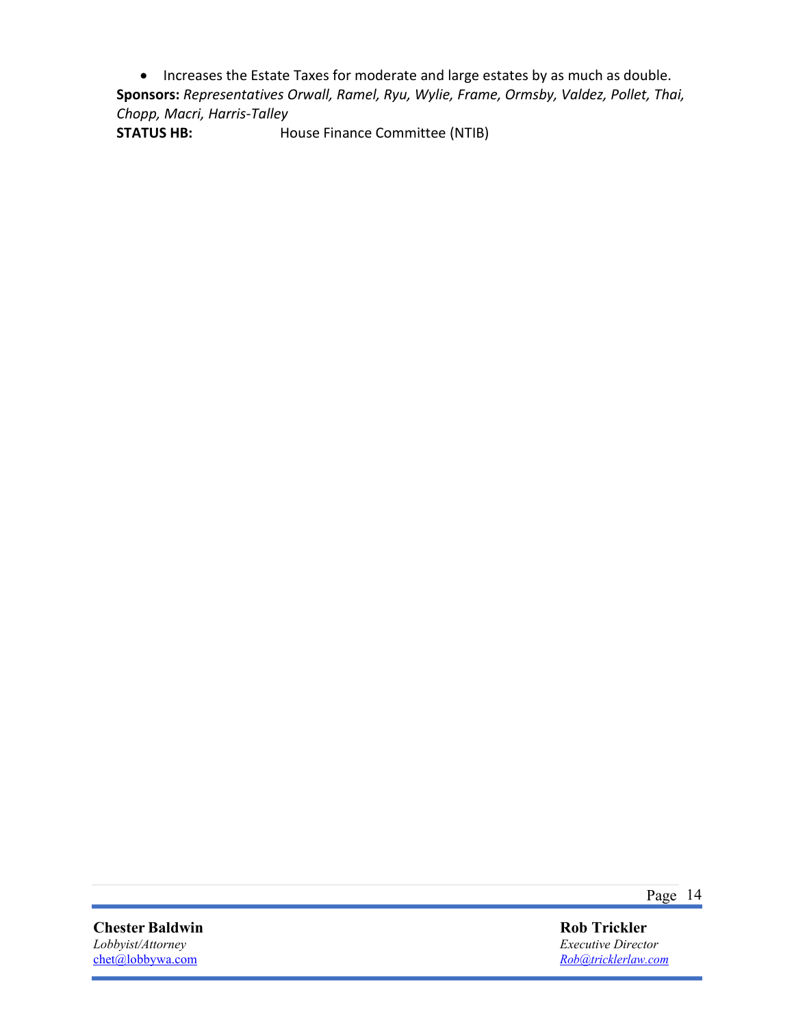- Increases the Estate Taxes for moderate and large estates by as much as double.

**Sponsors:** *Representatives Orwall, Ramel, Ryu, Wylie, Frame, Ormsby, Valdez, Pollet, Thai, Chopp, Macri, Harris-Talley*

**STATUS HB:** House Finance Committee (NTIB)